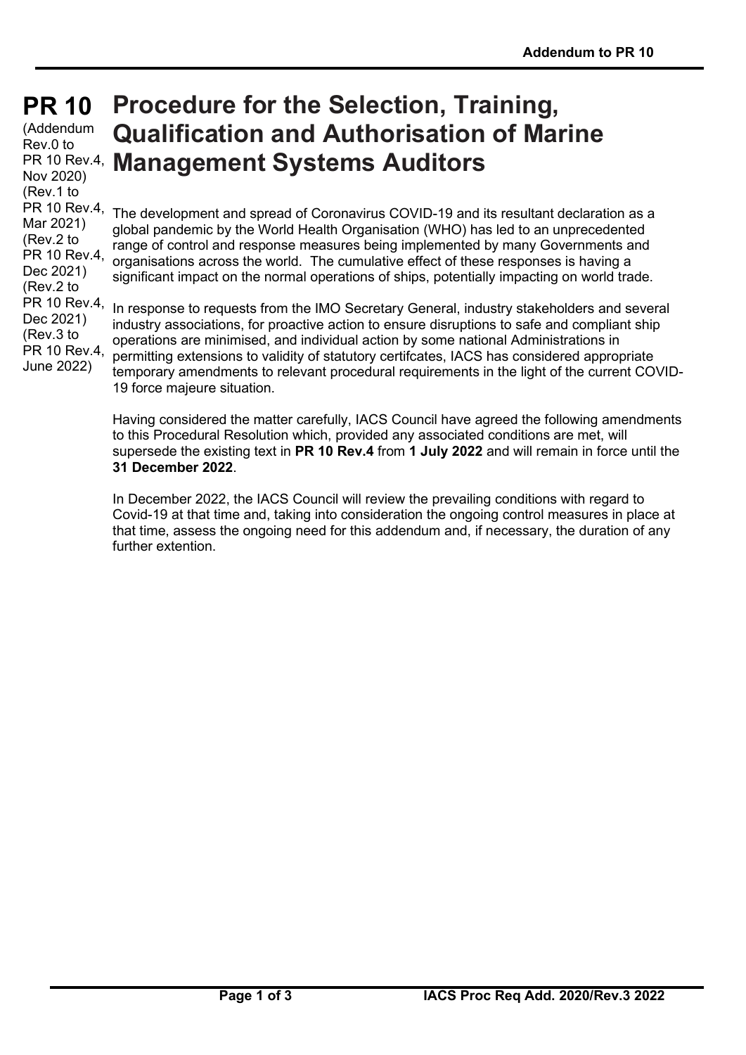# PR 10 Procedure for the Selection, Training, Qualification and Authorisation of Marine Management Systems Auditors

(Addendum Rev.0 to PR 10 Rev.4, Nov 2020)
(Rev.1 to PR 10 Rev.4, Mar 2021)
(Rev.2 to PR 10 Rev.4, Dec 2021)
(Rev.2 to PR 10 Rev.4, Dec 2021)
(Rev.3 to PR 10 Rev.4, June 2022)

The development and spread of Coronavirus COVID-19 and its resultant declaration as a global pandemic by the World Health Organisation (WHO) has led to an unprecedented range of control and response measures being implemented by many Governments and organisations across the world. The cumulative effect of these responses is having a significant impact on the normal operations of ships, potentially impacting on world trade.

In response to requests from the IMO Secretary General, industry stakeholders and several industry associations, for proactive action to ensure disruptions to safe and compliant ship operations are minimised, and individual action by some national Administrations in permitting extensions to validity of statutory certifcates, IACS has considered appropriate temporary amendments to relevant procedural requirements in the light of the current COVID-19 force majeure situation.

Having considered the matter carefully, IACS Council have agreed the following amendments to this Procedural Resolution which, provided any associated conditions are met, will supersede the existing text in **PR 10 Rev.4** from **1 July 2022** and will remain in force until the **31 December 2022**.

In December 2022, the IACS Council will review the prevailing conditions with regard to Covid-19 at that time and, taking into consideration the ongoing control measures in place at that time, assess the ongoing need for this addendum and, if necessary, the duration of any further extention.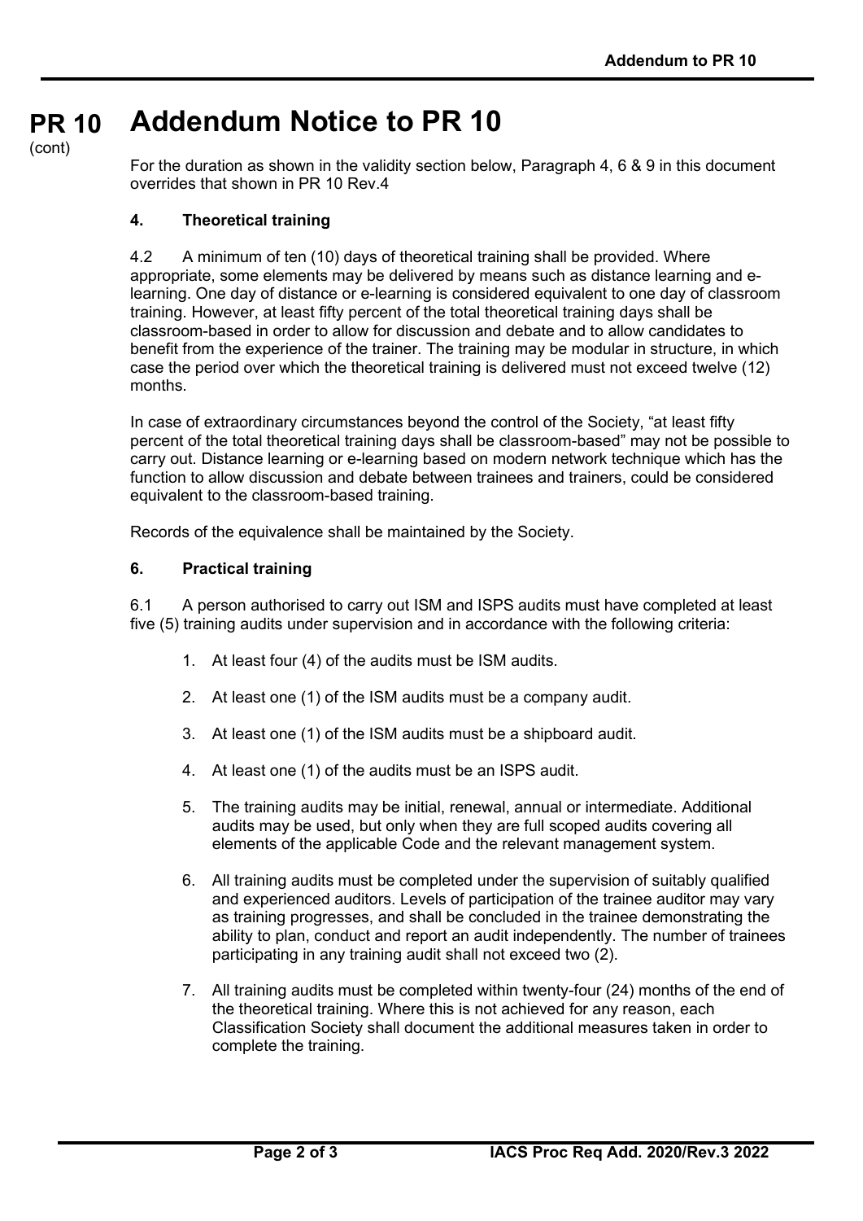# PR 10 Addendum Notice to PR 10

(cont)

For the duration as shown in the validity section below, Paragraph 4, 6 & 9 in this document overrides that shown in PR 10 Rev.4

### 4. Theoretical training

4.2 A minimum of ten (10) days of theoretical training shall be provided. Where appropriate, some elements may be delivered by means such as distance learning and e-learning. One day of distance or e-learning is considered equivalent to one day of classroom training. However, at least fifty percent of the total theoretical training days shall be classroom-based in order to allow for discussion and debate and to allow candidates to benefit from the experience of the trainer. The training may be modular in structure, in which case the period over which the theoretical training is delivered must not exceed twelve (12) months.

In case of extraordinary circumstances beyond the control of the Society, "at least fifty percent of the total theoretical training days shall be classroom-based" may not be possible to carry out. Distance learning or e-learning based on modern network technique which has the function to allow discussion and debate between trainees and trainers, could be considered equivalent to the classroom-based training.

Records of the equivalence shall be maintained by the Society.

### 6. Practical training

6.1 A person authorised to carry out ISM and ISPS audits must have completed at least five (5) training audits under supervision and in accordance with the following criteria:

1. At least four (4) of the audits must be ISM audits.
2. At least one (1) of the ISM audits must be a company audit.
3. At least one (1) of the ISM audits must be a shipboard audit.
4. At least one (1) of the audits must be an ISPS audit.
5. The training audits may be initial, renewal, annual or intermediate. Additional audits may be used, but only when they are full scoped audits covering all elements of the applicable Code and the relevant management system.
6. All training audits must be completed under the supervision of suitably qualified and experienced auditors. Levels of participation of the trainee auditor may vary as training progresses, and shall be concluded in the trainee demonstrating the ability to plan, conduct and report an audit independently. The number of trainees participating in any training audit shall not exceed two (2).
7. All training audits must be completed within twenty-four (24) months of the end of the theoretical training. Where this is not achieved for any reason, each Classification Society shall document the additional measures taken in order to complete the training.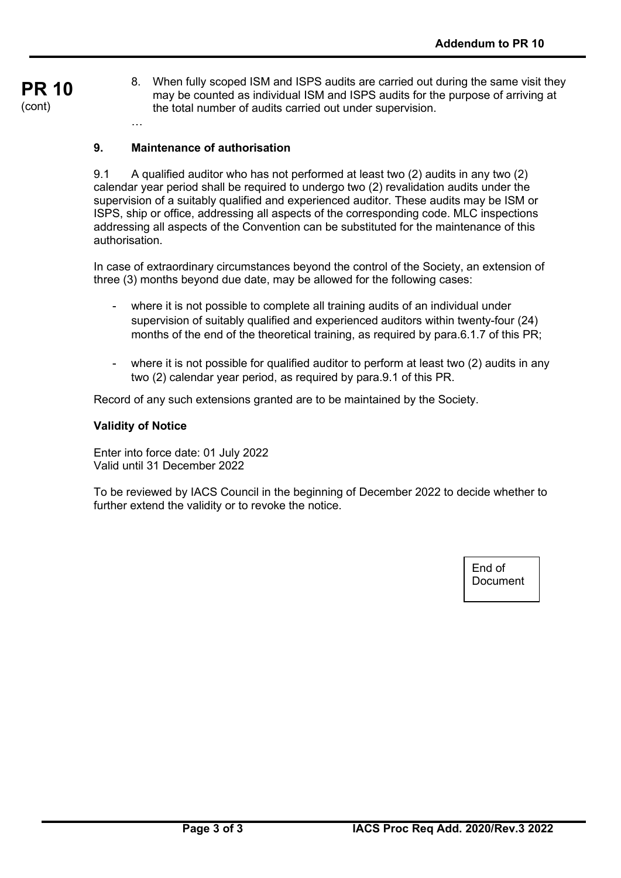8. When fully scoped ISM and ISPS audits are carried out during the same visit they may be counted as individual ISM and ISPS audits for the purpose of arriving at the total number of audits carried out under supervision.

…

### 9. Maintenance of authorisation

9.1 A qualified auditor who has not performed at least two (2) audits in any two (2) calendar year period shall be required to undergo two (2) revalidation audits under the supervision of a suitably qualified and experienced auditor. These audits may be ISM or ISPS, ship or office, addressing all aspects of the corresponding code. MLC inspections addressing all aspects of the Convention can be substituted for the maintenance of this authorisation.

In case of extraordinary circumstances beyond the control of the Society, an extension of three (3) months beyond due date, may be allowed for the following cases:

- where it is not possible to complete all training audits of an individual under supervision of suitably qualified and experienced auditors within twenty-four (24) months of the end of the theoretical training, as required by para.6.1.7 of this PR;
- where it is not possible for qualified auditor to perform at least two (2) audits in any two (2) calendar year period, as required by para.9.1 of this PR.

Record of any such extensions granted are to be maintained by the Society.

**Validity of Notice**

Enter into force date: 01 July 2022
Valid until 31 December 2022

To be reviewed by IACS Council in the beginning of December 2022 to decide whether to further extend the validity or to revoke the notice.

End of Document